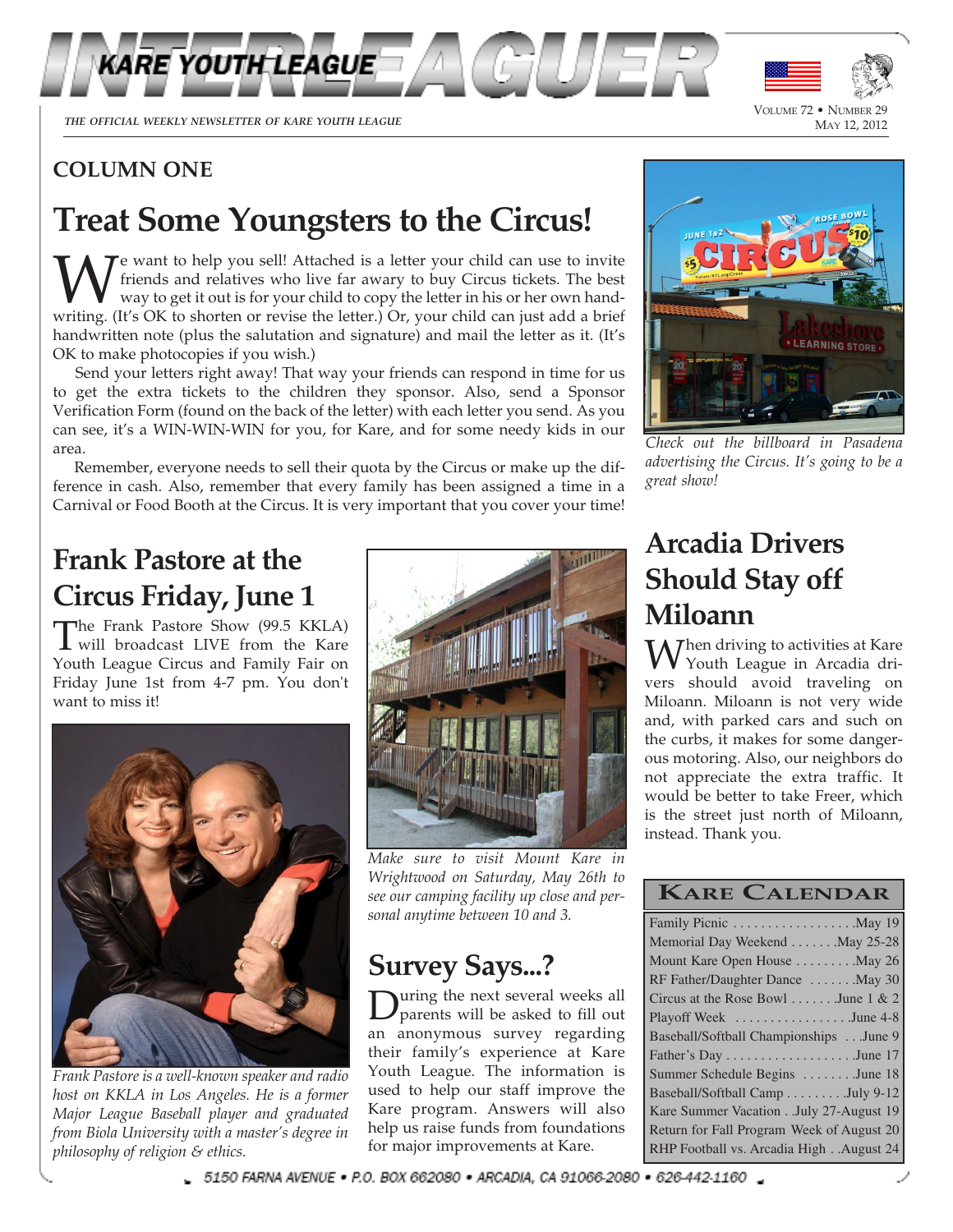# INTERLEAGUER

*THE OFFICIAL WEEKLY NEWSLETTER OF KARE YOUTH LEAGUE*

VOLUME 72 • NUMBER 29
MAY 12, 2012

## COLUMN ONE

# Treat Some Youngsters to the Circus!

We want to help you sell! Attached is a letter your child can use to invite friends and relatives who live far away to buy Circus tickets. The best way to get it out is for your child to copy the letter in his or her own handwriting. (It's OK to shorten or revise the letter.) Or, your child can just add a brief handwritten note (plus the salutation and signature) and mail the letter as it. (It's OK to make photocopies if you wish.)

Send your letters right away! That way your friends can respond in time for us to get the extra tickets to the children they sponsor. Also, send a Sponsor Verification Form (found on the back of the letter) with each letter you send. As you can see, it's a WIN-WIN-WIN for you, for Kare, and for some needy kids in our area.

Remember, everyone needs to sell their quota by the Circus or make up the difference in cash. Also, remember that every family has been assigned a time in a Carnival or Food Booth at the Circus. It is very important that you cover your time!

*Check out the billboard in Pasadena advertising the Circus. It's going to be a great show!*

# Frank Pastore at the Circus Friday, June 1

The Frank Pastore Show (99.5 KKLA) will broadcast LIVE from the Kare Youth League Circus and Family Fair on Friday June 1st from 4-7 pm. You don't want to miss it!

*Frank Pastore is a well-known speaker and radio host on KKLA in Los Angeles. He is a former Major League Baseball player and graduated from Biola University with a master's degree in philosophy of religion & ethics.*

*Make sure to visit Mount Kare in Wrightwood on Saturday, May 26th to see our camping facility up close and personal anytime between 10 and 3.*

# Survey Says...?

During the next several weeks all parents will be asked to fill out an anonymous survey regarding their family's experience at Kare Youth League. The information is used to help our staff improve the Kare program. Answers will also help us raise funds from foundations for major improvements at Kare.

# Arcadia Drivers Should Stay off Miloann

When driving to activities at Kare Youth League in Arcadia drivers should avoid traveling on Miloann. Miloann is not very wide and, with parked cars and such on the curbs, it makes for some dangerous motoring. Also, our neighbors do not appreciate the extra traffic. It would be better to take Freer, which is the street just north of Miloann, instead. Thank you.

## KARE CALENDAR

| Event | Date |
|---|---|
| Family Picnic | May 19 |
| Memorial Day Weekend | May 25-28 |
| Mount Kare Open House | May 26 |
| RF Father/Daughter Dance | May 30 |
| Circus at the Rose Bowl | June 1 & 2 |
| Playoff Week | June 4-8 |
| Baseball/Softball Championships | June 9 |
| Father's Day | June 17 |
| Summer Schedule Begins | June 18 |
| Baseball/Softball Camp | July 9-12 |
| Kare Summer Vacation | July 27-August 19 |
| Return for Fall Program | Week of August 20 |
| RHP Football vs. Arcadia High | August 24 |

5150 FARNA AVENUE • P.O. BOX 662080 • ARCADIA, CA 91066-2080 • 626-442-1160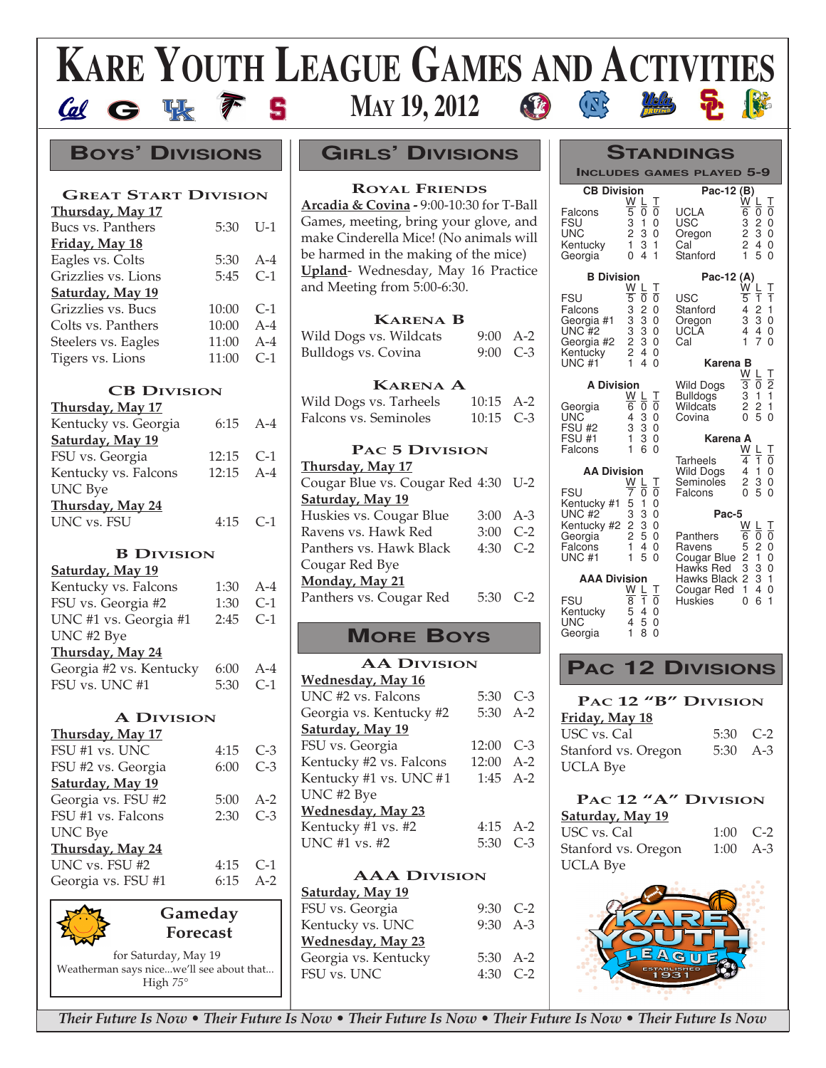# KARE YOUTH LEAGUE GAMES AND ACTIVITIES

## MAY 19, 2012

## BOYS' DIVISIONS

### GREAT START DIVISION

**Thursday, May 17**

| | | |
|---|---|---|
| Bucs vs. Panthers | 5:30 | U-1 |

**Friday, May 18**

| | | |
|---|---|---|
| Eagles vs. Colts | 5:30 | A-4 |
| Grizzlies vs. Lions | 5:45 | C-1 |

**Saturday, May 19**

| | | |
|---|---|---|
| Grizzlies vs. Bucs | 10:00 | C-1 |
| Colts vs. Panthers | 10:00 | A-4 |
| Steelers vs. Eagles | 11:00 | A-4 |
| Tigers vs. Lions | 11:00 | C-1 |

### CB DIVISION

**Thursday, May 17**

| | | |
|---|---|---|
| Kentucky vs. Georgia | 6:15 | A-4 |

**Saturday, May 19**

| | | |
|---|---|---|
| FSU vs. Georgia | 12:15 | C-1 |
| Kentucky vs. Falcons | 12:15 | A-4 |

UNC Bye

**Thursday, May 24**

| | | |
|---|---|---|
| UNC vs. FSU | 4:15 | C-1 |

### B DIVISION

**Saturday, May 19**

| | | |
|---|---|---|
| Kentucky vs. Falcons | 1:30 | A-4 |
| FSU vs. Georgia #2 | 1:30 | C-1 |
| UNC #1 vs. Georgia #1 | 2:45 | C-1 |

UNC #2 Bye

**Thursday, May 24**

| | | |
|---|---|---|
| Georgia #2 vs. Kentucky | 6:00 | A-4 |
| FSU vs. UNC #1 | 5:30 | C-1 |

### A DIVISION

**Thursday, May 17**

| | | |
|---|---|---|
| FSU #1 vs. UNC | 4:15 | C-3 |
| FSU #2 vs. Georgia | 6:00 | C-3 |

**Saturday, May 19**

| | | |
|---|---|---|
| Georgia vs. FSU #2 | 5:00 | A-2 |
| FSU #1 vs. Falcons | 2:30 | C-3 |

UNC Bye

**Thursday, May 24**

| | | |
|---|---|---|
| UNC vs. FSU #2 | 4:15 | C-1 |
| Georgia vs. FSU #1 | 6:15 | A-2 |

### Gameday Forecast

for Saturday, May 19

Weatherman says nice...we'll see about that...

High 75°

## GIRLS' DIVISIONS

### ROYAL FRIENDS

**Arcadia & Covina -** 9:00-10:30 for T-Ball Games, meeting, bring your glove, and make Cinderella Mice! (No animals will be harmed in the making of the mice)

**Upland**- Wednesday, May 16 Practice and Meeting from 5:00-6:30.

### KARENA B

| | | |
|---|---|---|
| Wild Dogs vs. Wildcats | 9:00 | A-2 |
| Bulldogs vs. Covina | 9:00 | C-3 |

### KARENA A

| | | |
|---|---|---|
| Wild Dogs vs. Tarheels | 10:15 | A-2 |
| Falcons vs. Seminoles | 10:15 | C-3 |

### PAC 5 DIVISION

**Thursday, May 17**

| | | |
|---|---|---|
| Cougar Blue vs. Cougar Red | 4:30 | U-2 |

**Saturday, May 19**

| | | |
|---|---|---|
| Huskies vs. Cougar Blue | 3:00 | A-3 |
| Ravens vs. Hawk Red | 3:00 | C-2 |
| Panthers vs. Hawk Black | 4:30 | C-2 |

Cougar Red Bye

**Monday, May 21**

| | | |
|---|---|---|
| Panthers vs. Cougar Red | 5:30 | C-2 |

## MORE BOYS

### AA DIVISION

**Wednesday, May 16**

| | | |
|---|---|---|
| UNC #2 vs. Falcons | 5:30 | C-3 |
| Georgia vs. Kentucky #2 | 5:30 | A-2 |

**Saturday, May 19**

| | | |
|---|---|---|
| FSU vs. Georgia | 12:00 | C-3 |
| Kentucky #2 vs. Falcons | 12:00 | A-2 |
| Kentucky #1 vs. UNC #1 | 1:45 | A-2 |

UNC #2 Bye

**Wednesday, May 23**

| | | |
|---|---|---|
| Kentucky #1 vs. #2 | 4:15 | A-2 |
| UNC #1 vs. #2 | 5:30 | C-3 |

### AAA DIVISION

**Saturday, May 19**

| | | |
|---|---|---|
| FSU vs. Georgia | 9:30 | C-2 |
| Kentucky vs. UNC | 9:30 | A-3 |

**Wednesday, May 23**

| | | |
|---|---|---|
| Georgia vs. Kentucky | 5:30 | A-2 |
| FSU vs. UNC | 4:30 | C-2 |

## STANDINGS

**INCLUDES GAMES PLAYED 5-9**

**CB Division**

| | W | L | T |
|---|---|---|---|
| Falcons | 5 | 0 | 0 |
| FSU | 3 | 1 | 0 |
| UNC | 2 | 3 | 0 |
| Kentucky | 1 | 3 | 1 |
| Georgia | 0 | 4 | 1 |

**B Division**

| | W | L | T |
|---|---|---|---|
| FSU | 5 | 0 | 0 |
| Falcons | 3 | 2 | 0 |
| Georgia #1 | 3 | 3 | 0 |
| UNC #2 | 3 | 3 | 0 |
| Georgia #2 | 2 | 3 | 0 |
| Kentucky | 2 | 4 | 0 |
| UNC #1 | 1 | 4 | 0 |

**A Division**

| | W | L | T |
|---|---|---|---|
| Georgia | 6 | 0 | 0 |
| UNC | 4 | 3 | 0 |
| FSU #2 | 3 | 3 | 0 |
| FSU #1 | 1 | 3 | 0 |
| Falcons | 1 | 6 | 0 |

**AA Division**

| | W | L | T |
|---|---|---|---|
| FSU | 7 | 0 | 0 |
| Kentucky #1 | 5 | 1 | 0 |
| UNC #2 | 3 | 3 | 0 |
| Kentucky #2 | 2 | 3 | 0 |
| Georgia | 2 | 5 | 0 |
| Falcons | 1 | 4 | 0 |
| UNC #1 | 1 | 5 | 0 |

**AAA Division**

| | W | L | T |
|---|---|---|---|
| FSU | 8 | 1 | 0 |
| Kentucky | 5 | 4 | 0 |
| UNC | 4 | 5 | 0 |
| Georgia | 1 | 8 | 0 |

**Pac-12 (B)**

| | W | L | T |
|---|---|---|---|
| UCLA | 6 | 0 | 0 |
| USC | 3 | 2 | 0 |
| Oregon | 2 | 3 | 0 |
| Cal | 2 | 4 | 0 |
| Stanford | 1 | 5 | 0 |

**Pac-12 (A)**

| | W | L | T |
|---|---|---|---|
| USC | 5 | 1 | 1 |
| Stanford | 4 | 2 | 1 |
| Oregon | 3 | 3 | 0 |
| UCLA | 4 | 4 | 0 |
| Cal | 1 | 7 | 0 |

**Karena B**

| | W | L | T |
|---|---|---|---|
| Wild Dogs | 3 | 0 | 2 |
| Bulldogs | 3 | 1 | 1 |
| Wildcats | 2 | 2 | 1 |
| Covina | 0 | 5 | 0 |

**Karena A**

| | W | L | T |
|---|---|---|---|
| Tarheels | 4 | 1 | 0 |
| Wild Dogs | 4 | 1 | 0 |
| Seminoles | 2 | 3 | 0 |
| Falcons | 0 | 5 | 0 |

**Pac-5**

| | W | L | T |
|---|---|---|---|
| Panthers | 6 | 0 | 0 |
| Ravens | 5 | 2 | 0 |
| Cougar Blue | 2 | 1 | 0 |
| Hawks Red | 3 | 3 | 0 |
| Hawks Black | 2 | 3 | 1 |
| Cougar Red | 1 | 4 | 0 |
| Huskies | 0 | 6 | 1 |

## PAC 12 DIVISIONS

### PAC 12 "B" DIVISION

**Friday, May 18**

| | | |
|---|---|---|
| USC vs. Cal | 5:30 | C-2 |
| Stanford vs. Oregon | 5:30 | A-3 |

UCLA Bye

### PAC 12 "A" DIVISION

**Saturday, May 19**

| | | |
|---|---|---|
| USC vs. Cal | 1:00 | C-2 |
| Stanford vs. Oregon | 1:00 | A-3 |

UCLA Bye

KARE YOUTH LEAGUE ESTABLISHED 1931

*Their Future Is Now • Their Future Is Now • Their Future Is Now • Their Future Is Now • Their Future Is Now*